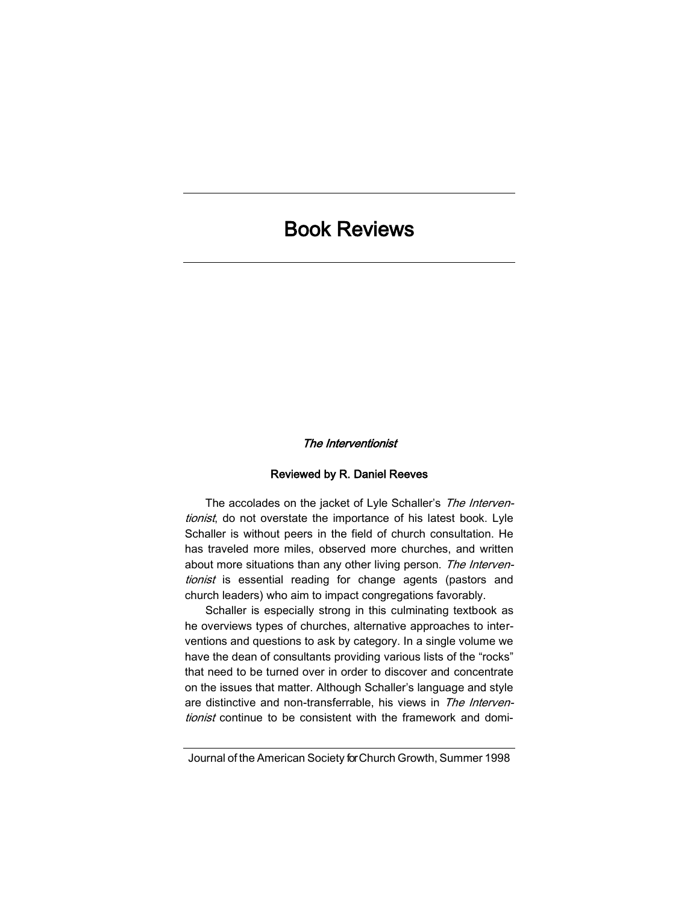# Book Reviews

### *The Interventionist*

**Reviewed by R. Daniel Reeves**

The accolades on the jacket of Lyle Schaller's *The Interventionist*, do not overstate the importance of his latest book. Lyle Schaller is without peers in the field of church consultation. He has traveled more miles, observed more churches, and written about more situations than any other living person. *The Interventionist* is essential reading for change agents (pastors and church leaders) who aim to impact congregations favorably.

Schaller is especially strong in this culminating textbook as he overviews types of churches, alternative approaches to interventions and questions to ask by category. In a single volume we have the dean of consultants providing various lists of the "rocks" that need to be turned over in order to discover and concentrate on the issues that matter. Although Schaller's language and style are distinctive and non-transferrable, his views in *The Interventionist* continue to be consistent with the framework and domi-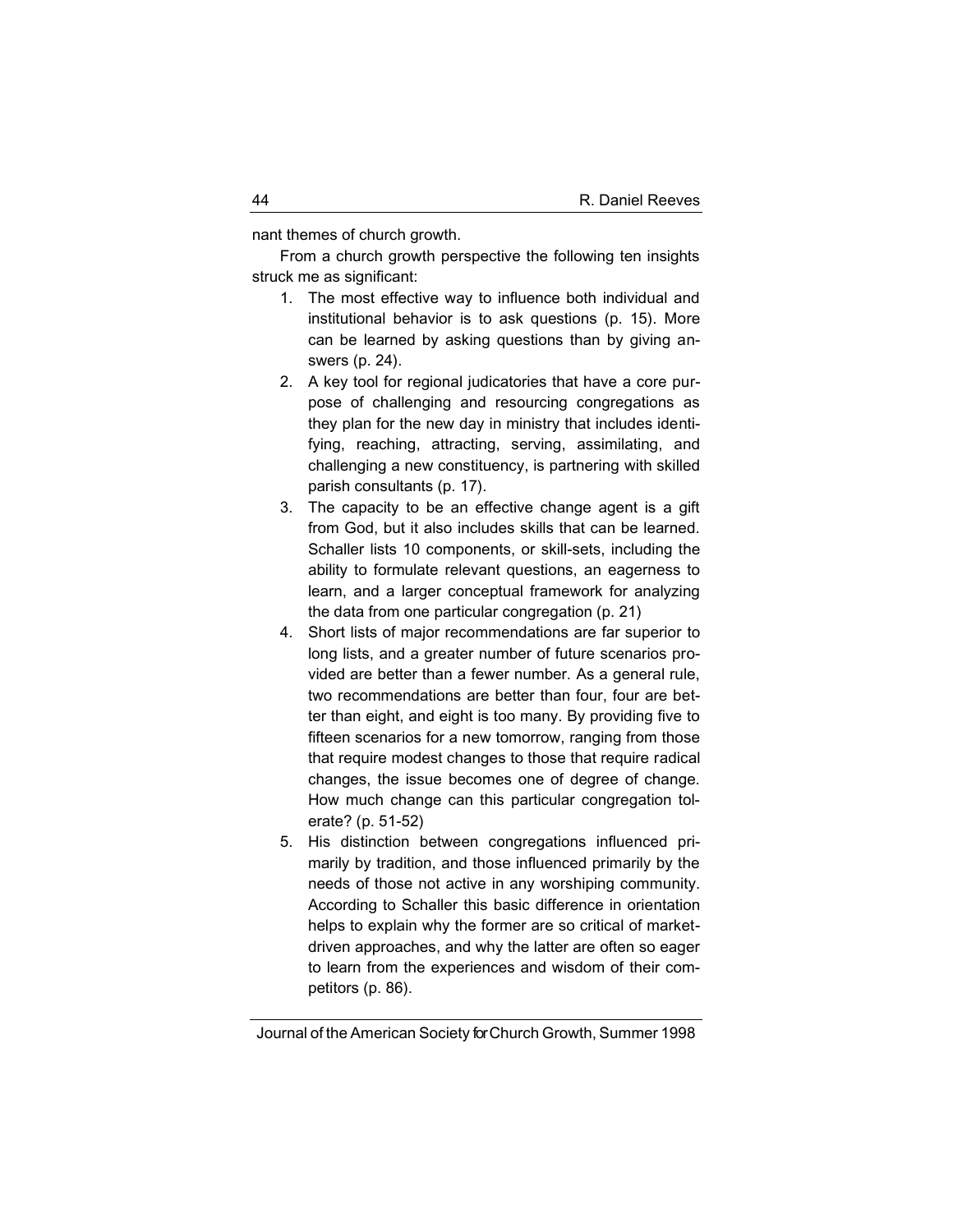nant themes of church growth.

From a church growth perspective the following ten insights struck me as significant:

1. The most effective way to influence both individual and institutional behavior is to ask questions (p. 15). More can be learned by asking questions than by giving answers (p. 24).
2. A key tool for regional judicatories that have a core purpose of challenging and resourcing congregations as they plan for the new day in ministry that includes identifying, reaching, attracting, serving, assimilating, and challenging a new constituency, is partnering with skilled parish consultants (p. 17).
3. The capacity to be an effective change agent is a gift from God, but it also includes skills that can be learned. Schaller lists 10 components, or skill-sets, including the ability to formulate relevant questions, an eagerness to learn, and a larger conceptual framework for analyzing the data from one particular congregation (p. 21)
4. Short lists of major recommendations are far superior to long lists, and a greater number of future scenarios provided are better than a fewer number. As a general rule, two recommendations are better than four, four are better than eight, and eight is too many. By providing five to fifteen scenarios for a new tomorrow, ranging from those that require modest changes to those that require radical changes, the issue becomes one of degree of change. How much change can this particular congregation tolerate? (p. 51-52)
5. His distinction between congregations influenced primarily by tradition, and those influenced primarily by the needs of those not active in any worshiping community. According to Schaller this basic difference in orientation helps to explain why the former are so critical of market-driven approaches, and why the latter are often so eager to learn from the experiences and wisdom of their competitors (p. 86).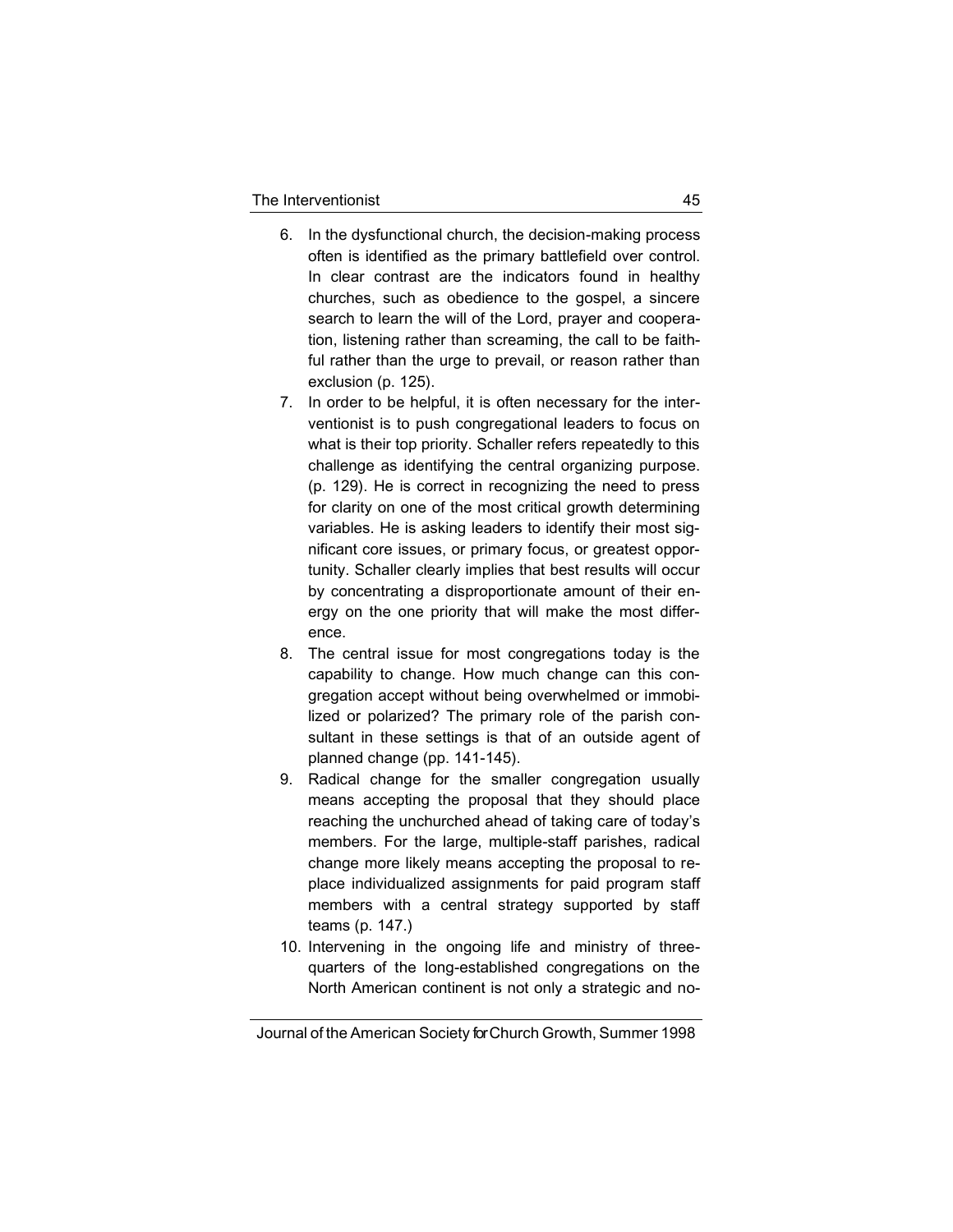6. In the dysfunctional church, the decision-making process often is identified as the primary battlefield over control. In clear contrast are the indicators found in healthy churches, such as obedience to the gospel, a sincere search to learn the will of the Lord, prayer and cooperation, listening rather than screaming, the call to be faithful rather than the urge to prevail, or reason rather than exclusion (p. 125).
7. In order to be helpful, it is often necessary for the interventionist is to push congregational leaders to focus on what is their top priority. Schaller refers repeatedly to this challenge as identifying the central organizing purpose. (p. 129). He is correct in recognizing the need to press for clarity on one of the most critical growth determining variables. He is asking leaders to identify their most significant core issues, or primary focus, or greatest opportunity. Schaller clearly implies that best results will occur by concentrating a disproportionate amount of their energy on the one priority that will make the most difference.
8. The central issue for most congregations today is the capability to change. How much change can this congregation accept without being overwhelmed or immobilized or polarized? The primary role of the parish consultant in these settings is that of an outside agent of planned change (pp. 141-145).
9. Radical change for the smaller congregation usually means accepting the proposal that they should place reaching the unchurched ahead of taking care of today's members. For the large, multiple-staff parishes, radical change more likely means accepting the proposal to replace individualized assignments for paid program staff members with a central strategy supported by staff teams (p. 147.)
10. Intervening in the ongoing life and ministry of three-quarters of the long-established congregations on the North American continent is not only a strategic and no-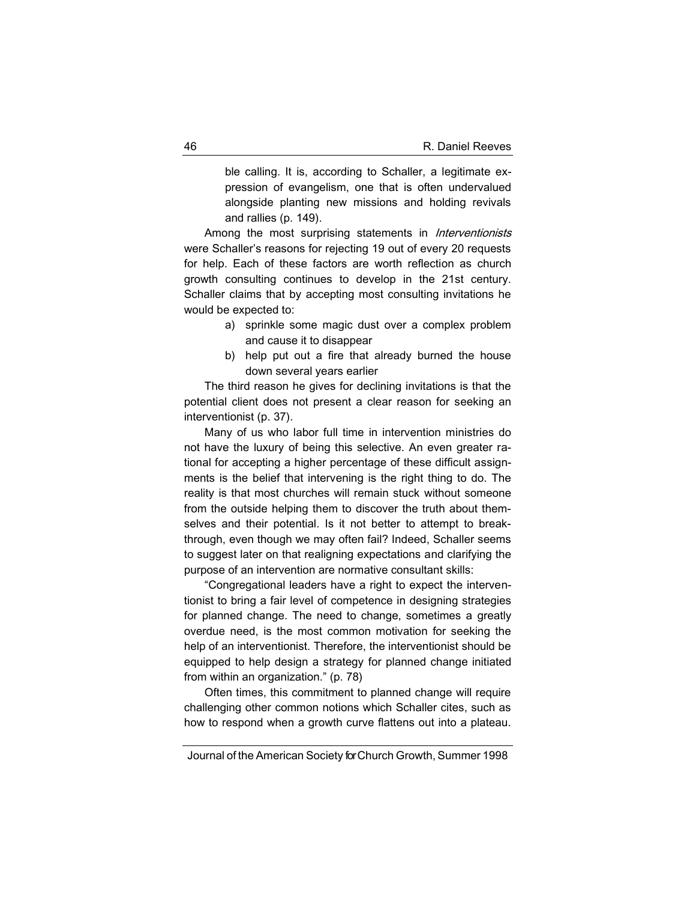ble calling. It is, according to Schaller, a legitimate expression of evangelism, one that is often undervalued alongside planting new missions and holding revivals and rallies (p. 149).

Among the most surprising statements in *Interventionists* were Schaller's reasons for rejecting 19 out of every 20 requests for help. Each of these factors are worth reflection as church growth consulting continues to develop in the 21st century. Schaller claims that by accepting most consulting invitations he would be expected to:

a) sprinkle some magic dust over a complex problem and cause it to disappear
b) help put out a fire that already burned the house down several years earlier

The third reason he gives for declining invitations is that the potential client does not present a clear reason for seeking an interventionist (p. 37).

Many of us who labor full time in intervention ministries do not have the luxury of being this selective. An even greater rational for accepting a higher percentage of these difficult assignments is the belief that intervening is the right thing to do. The reality is that most churches will remain stuck without someone from the outside helping them to discover the truth about themselves and their potential. Is it not better to attempt to breakthrough, even though we may often fail? Indeed, Schaller seems to suggest later on that realigning expectations and clarifying the purpose of an intervention are normative consultant skills:

"Congregational leaders have a right to expect the interventionist to bring a fair level of competence in designing strategies for planned change. The need to change, sometimes a greatly overdue need, is the most common motivation for seeking the help of an interventionist. Therefore, the interventionist should be equipped to help design a strategy for planned change initiated from within an organization." (p. 78)

Often times, this commitment to planned change will require challenging other common notions which Schaller cites, such as how to respond when a growth curve flattens out into a plateau.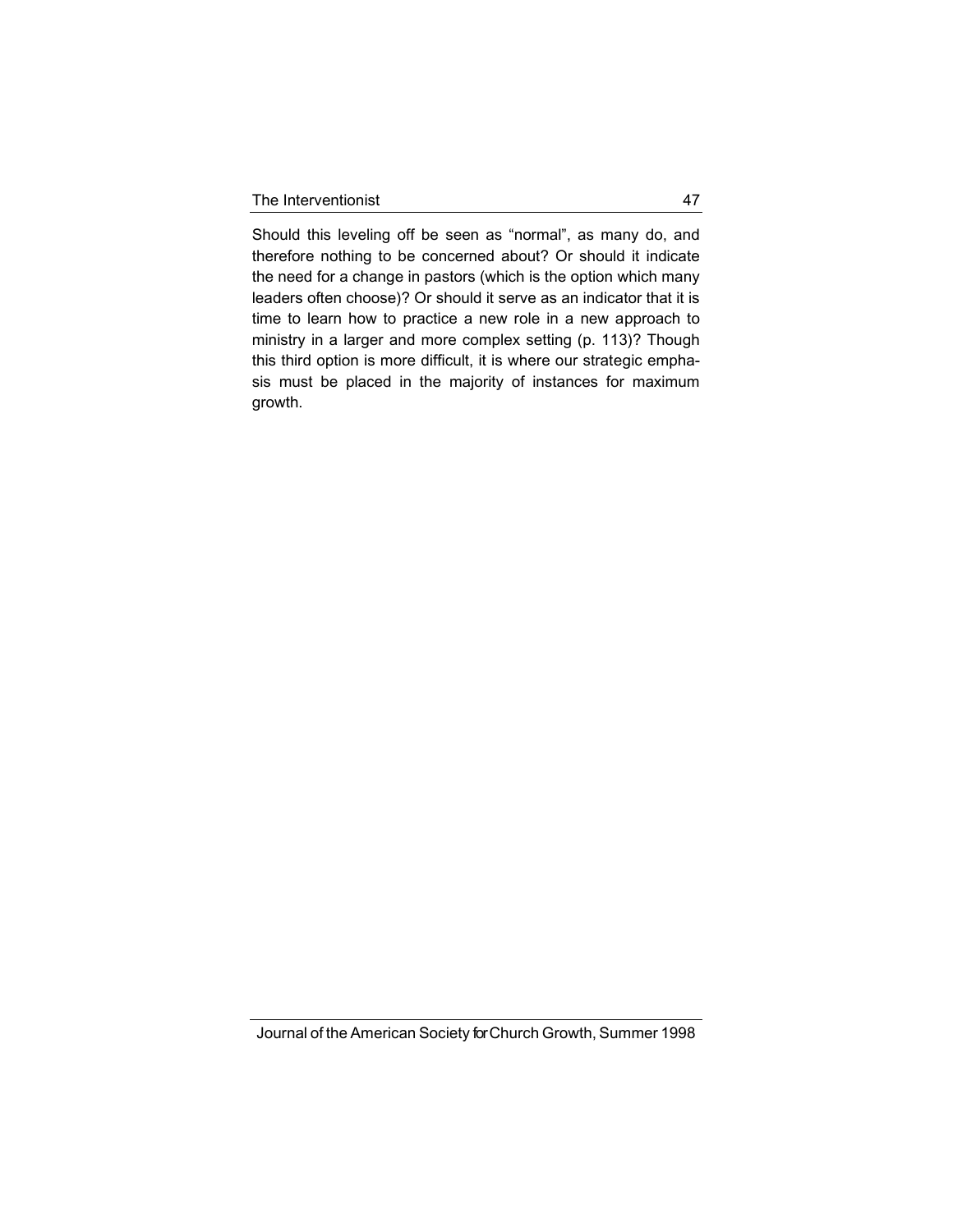Should this leveling off be seen as "normal", as many do, and therefore nothing to be concerned about? Or should it indicate the need for a change in pastors (which is the option which many leaders often choose)? Or should it serve as an indicator that it is time to learn how to practice a new role in a new approach to ministry in a larger and more complex setting (p. 113)? Though this third option is more difficult, it is where our strategic emphasis must be placed in the majority of instances for maximum growth.